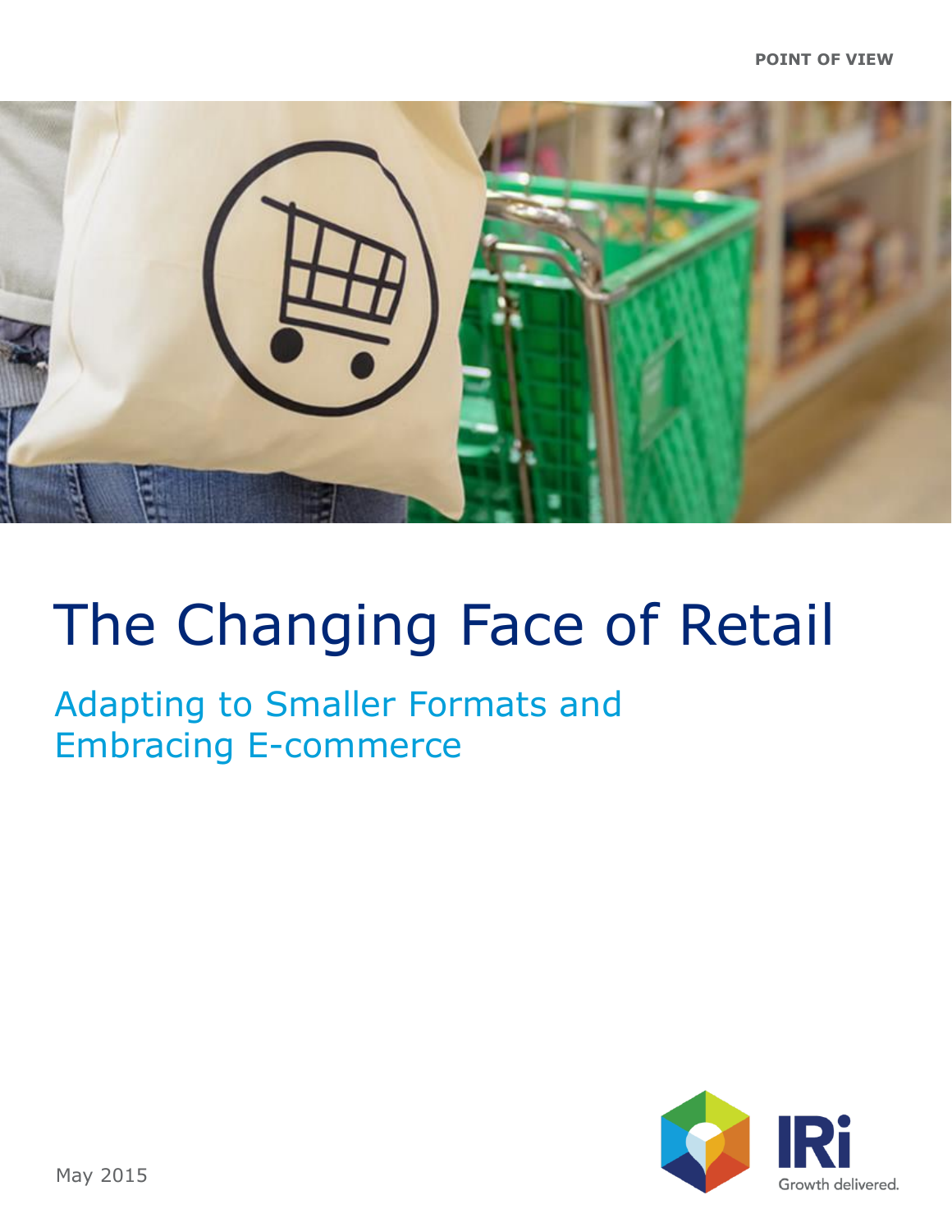POINT OF VIEW

# The Changing Face of Retail

## Adapting to Smaller Formats and Embracing E-commerce

May 2015

IRi Growth delivered.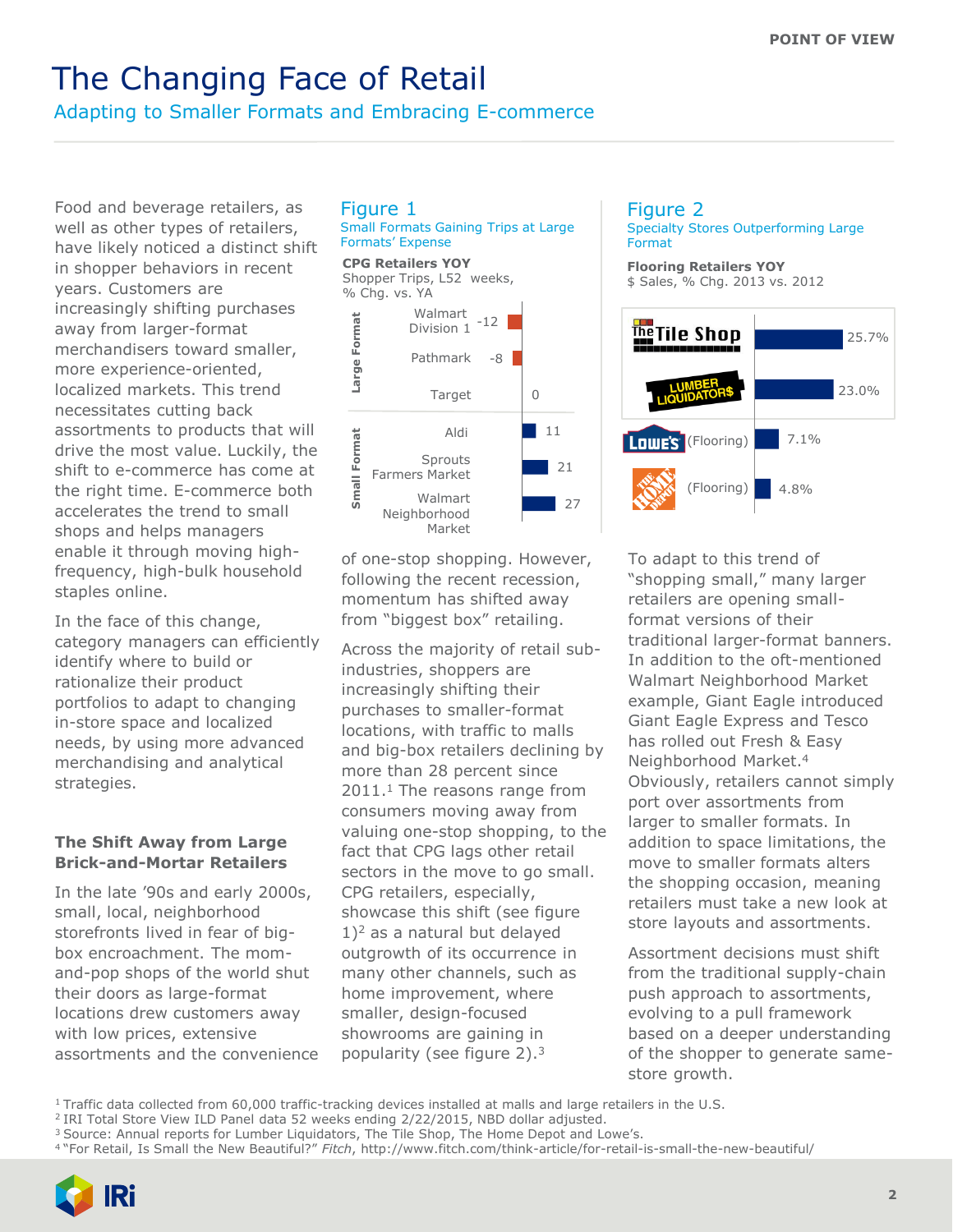# The Changing Face of Retail

## Adapting to Smaller Formats and Embracing E-commerce

Food and beverage retailers, as well as other types of retailers, have likely noticed a distinct shift in shopper behaviors in recent years. Customers are increasingly shifting purchases away from larger-format merchandisers toward smaller, more experience-oriented, localized markets. This trend necessitates cutting back assortments to products that will drive the most value. Luckily, the shift to e-commerce has come at the right time. E-commerce both accelerates the trend to small shops and helps managers enable it through moving high-frequency, high-bulk household staples online.

In the face of this change, category managers can efficiently identify where to build or rationalize their product portfolios to adapt to changing in-store space and localized needs, by using more advanced merchandising and analytical strategies.

### The Shift Away from Large Brick-and-Mortar Retailers

In the late '90s and early 2000s, small, local, neighborhood storefronts lived in fear of big-box encroachment. The mom-and-pop shops of the world shut their doors as large-format locations drew customers away with low prices, extensive assortments and the convenience of one-stop shopping. However, following the recent recession, momentum has shifted away from "biggest box" retailing.

**Figure 1**

Small Formats Gaining Trips at Large Formats' Expense

**CPG Retailers YOY**
Shopper Trips, L52 weeks, % Chg. vs. YA

| Format | Retailer | % Chg. |
|---|---|---|
| Large Format | Walmart Division 1 | -12 |
| Large Format | Pathmark | -8 |
| Large Format | Target | 0 |
| Small Format | Aldi | 11 |
| Small Format | Sprouts Farmers Market | 21 |
| Small Format | Walmart Neighborhood Market | 27 |

Across the majority of retail sub-industries, shoppers are increasingly shifting their purchases to smaller-format locations, with traffic to malls and big-box retailers declining by more than 28 percent since 2011.[1] The reasons range from consumers moving away from valuing one-stop shopping, to the fact that CPG lags other retail sectors in the move to go small. CPG retailers, especially, showcase this shift (see figure 1)[2] as a natural but delayed outgrowth of its occurrence in many other channels, such as home improvement, where smaller, design-focused showrooms are gaining in popularity (see figure 2).[3]

**Figure 2**

Specialty Stores Outperforming Large Format

**Flooring Retailers YOY**
$ Sales, % Chg. 2013 vs. 2012

| Retailer | % Chg. |
|---|---|
| The Tile Shop | 25.7% |
| Lumber Liquidators | 23.0% |
| Lowe's (Flooring) | 7.1% |
| The Home Depot (Flooring) | 4.8% |

To adapt to this trend of "shopping small," many larger retailers are opening small-format versions of their traditional larger-format banners. In addition to the oft-mentioned Walmart Neighborhood Market example, Giant Eagle introduced Giant Eagle Express and Tesco has rolled out Fresh & Easy Neighborhood Market.[4] Obviously, retailers cannot simply port over assortments from larger to smaller formats. In addition to space limitations, the move to smaller formats alters the shopping occasion, meaning retailers must take a new look at store layouts and assortments.

Assortment decisions must shift from the traditional supply-chain push approach to assortments, evolving to a pull framework based on a deeper understanding of the shopper to generate same-store growth.

---

[1] Traffic data collected from 60,000 traffic-tracking devices installed at malls and large retailers in the U.S.
[2] IRI Total Store View ILD Panel data 52 weeks ending 2/22/2015, NBD dollar adjusted.
[3] Source: Annual reports for Lumber Liquidators, The Tile Shop, The Home Depot and Lowe's.
[4] "For Retail, Is Small the New Beautiful?" *Fitch*, http://www.fitch.com/think-article/for-retail-is-small-the-new-beautiful/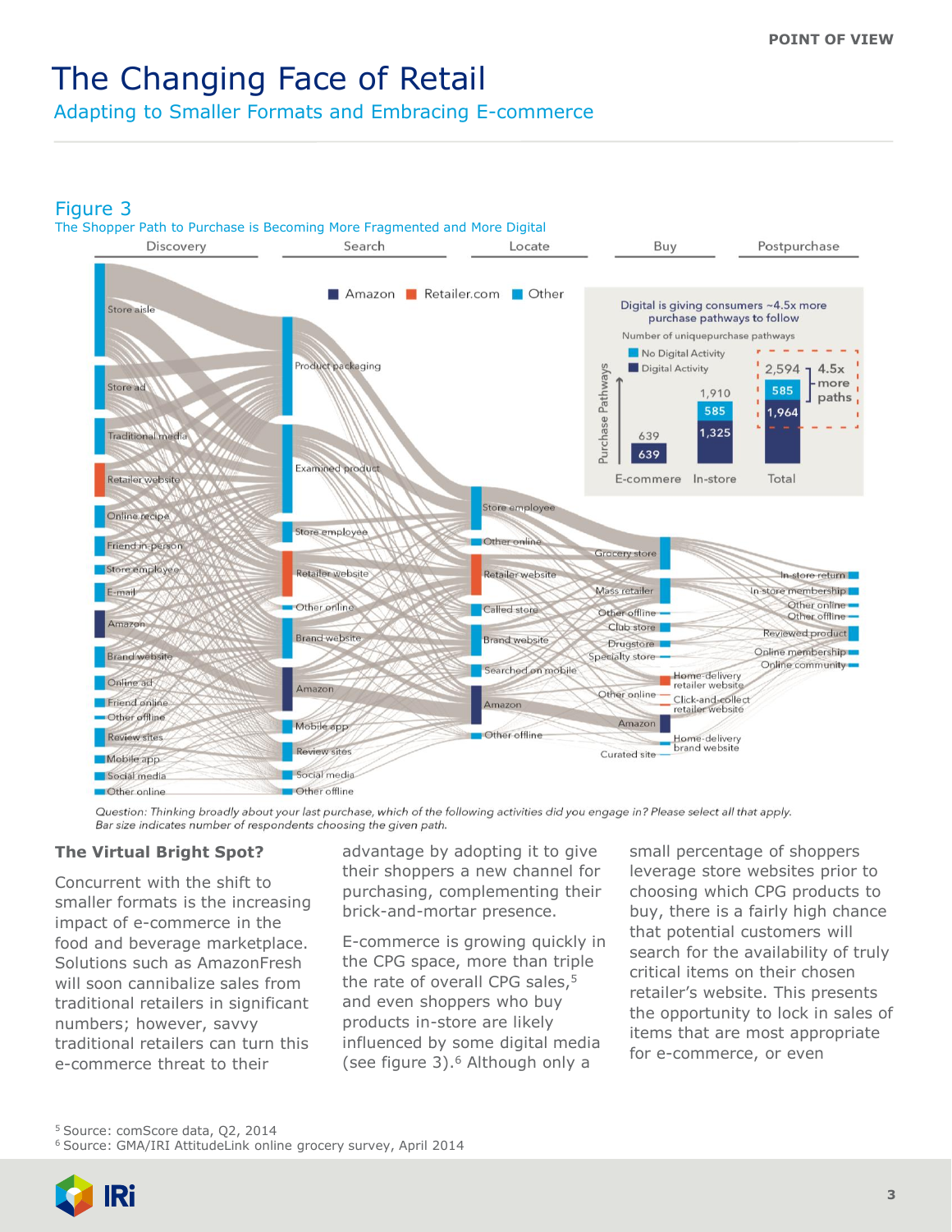# The Changing Face of Retail

## Adapting to Smaller Formats and Embracing E-commerce

### Figure 3

The Shopper Path to Purchase is Becoming More Fragmented and More Digital

Discovery | Search | Locate | Buy | Postpurchase

■ Amazon ■ Retailer.com ■ Other

Digital is giving consumers ~4.5x more purchase pathways to follow

Number of uniquepurchase pathways

| | No Digital Activity | Digital Activity | Total |
|---|---|---|---|
| E-commere | | 639 | 639 |
| In-store | 585 | 1,325 | 1,910 |
| Total | 585 | 1,964 | 2,594 |

4.5x more paths

*Question: Thinking broadly about your last purchase, which of the following activities did you engage in? Please select all that apply. Bar size indicates number of respondents choosing the given path.*

### The Virtual Bright Spot?

Concurrent with the shift to smaller formats is the increasing impact of e-commerce in the food and beverage marketplace. Solutions such as AmazonFresh will soon cannibalize sales from traditional retailers in significant numbers; however, savvy traditional retailers can turn this e-commerce threat to their advantage by adopting it to give their shoppers a new channel for purchasing, complementing their brick-and-mortar presence.

E-commerce is growing quickly in the CPG space, more than triple the rate of overall CPG sales,[5] and even shoppers who buy products in-store are likely influenced by some digital media (see figure 3).[6] Although only a small percentage of shoppers leverage store websites prior to choosing which CPG products to buy, there is a fairly high chance that potential customers will search for the availability of truly critical items on their chosen retailer's website. This presents the opportunity to lock in sales of items that are most appropriate for e-commerce, or even

[5] Source: comScore data, Q2, 2014
[6] Source: GMA/IRI AttitudeLink online grocery survey, April 2014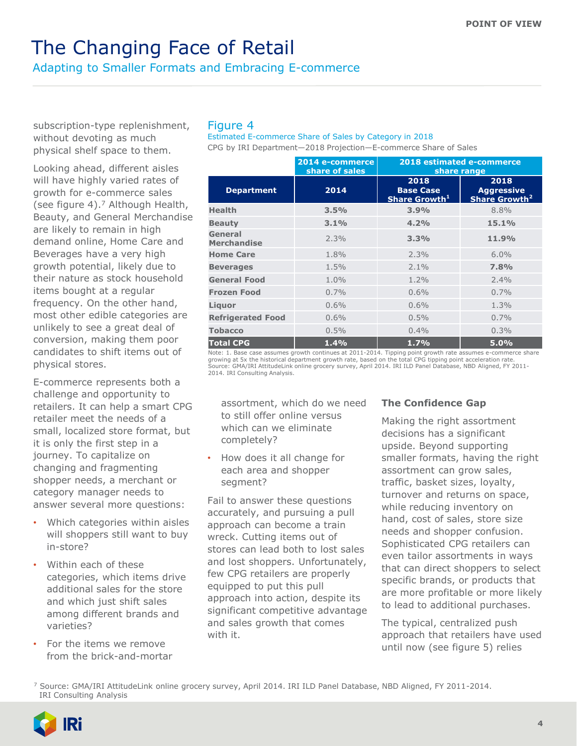subscription-type replenishment, without devoting as much physical shelf space to them.

Looking ahead, different aisles will have highly varied rates of growth for e-commerce sales (see figure 4).[7] Although Health, Beauty, and General Merchandise are likely to remain in high demand online, Home Care and Beverages have a very high growth potential, likely due to their nature as stock household items bought at a regular frequency. On the other hand, most other edible categories are unlikely to see a great deal of conversion, making them poor candidates to shift items out of physical stores.

E-commerce represents both a challenge and opportunity to retailers. It can help a smart CPG retailer meet the needs of a small, localized store format, but it is only the first step in a journey. To capitalize on changing and fragmenting shopper needs, a merchant or category manager needs to answer several more questions:

- Which categories within aisles will shoppers still want to buy in-store?
- Within each of these categories, which items drive additional sales for the store and which just shift sales among different brands and varieties?
- For the items we remove from the brick-and-mortar assortment, which do we need to still offer online versus which can we eliminate completely?
- How does it all change for each area and shopper segment?

Fail to answer these questions accurately, and pursuing a pull approach can become a train wreck. Cutting items out of stores can lead both to lost sales and lost shoppers. Unfortunately, few CPG retailers are properly equipped to put this pull approach into action, despite its significant competitive advantage and sales growth that comes with it.

## Figure 4

Estimated E-commerce Share of Sales by Category in 2018

CPG by IRI Department—2018 Projection—E-commerce Share of Sales

| | 2014 e-commerce share of sales | 2018 estimated e-commerce share range | |
|---|---|---|---|
| **Department** | **2014** | **2018 Base Case Share Growth[1]** | **2018 Aggressive Share Growth[2]** |
| **Health** | **3.5%** | **3.9%** | 8.8% |
| **Beauty** | **3.1%** | **4.2%** | **15.1%** |
| **General Merchandise** | 2.3% | **3.3%** | **11.9%** |
| **Home Care** | 1.8% | 2.3% | 6.0% |
| **Beverages** | 1.5% | 2.1% | **7.8%** |
| **General Food** | 1.0% | 1.2% | 2.4% |
| **Frozen Food** | 0.7% | 0.6% | 0.7% |
| **Liquor** | 0.6% | 0.6% | 1.3% |
| **Refrigerated Food** | 0.6% | 0.5% | 0.7% |
| **Tobacco** | 0.5% | 0.4% | 0.3% |
| **Total CPG** | **1.4%** | **1.7%** | **5.0%** |

Note: 1. Base case assumes growth continues at 2011-2014. Tipping point growth rate assumes e-commerce share growing at 5x the historical department growth rate, based on the total CPG tipping point acceleration rate.
Source: GMA/IRI AttitudeLink online grocery survey, April 2014. IRI ILD Panel Database, NBD Aligned, FY 2011-2014. IRI Consulting Analysis.

### The Confidence Gap

Making the right assortment decisions has a significant upside. Beyond supporting smaller formats, having the right assortment can grow sales, traffic, basket sizes, loyalty, turnover and returns on space, while reducing inventory on hand, cost of sales, store size needs and shopper confusion. Sophisticated CPG retailers can even tailor assortments in ways that can direct shoppers to select specific brands, or products that are more profitable or more likely to lead to additional purchases.

The typical, centralized push approach that retailers have used until now (see figure 5) relies

[7] Source: GMA/IRI AttitudeLink online grocery survey, April 2014. IRI ILD Panel Database, NBD Aligned, FY 2011-2014. IRI Consulting Analysis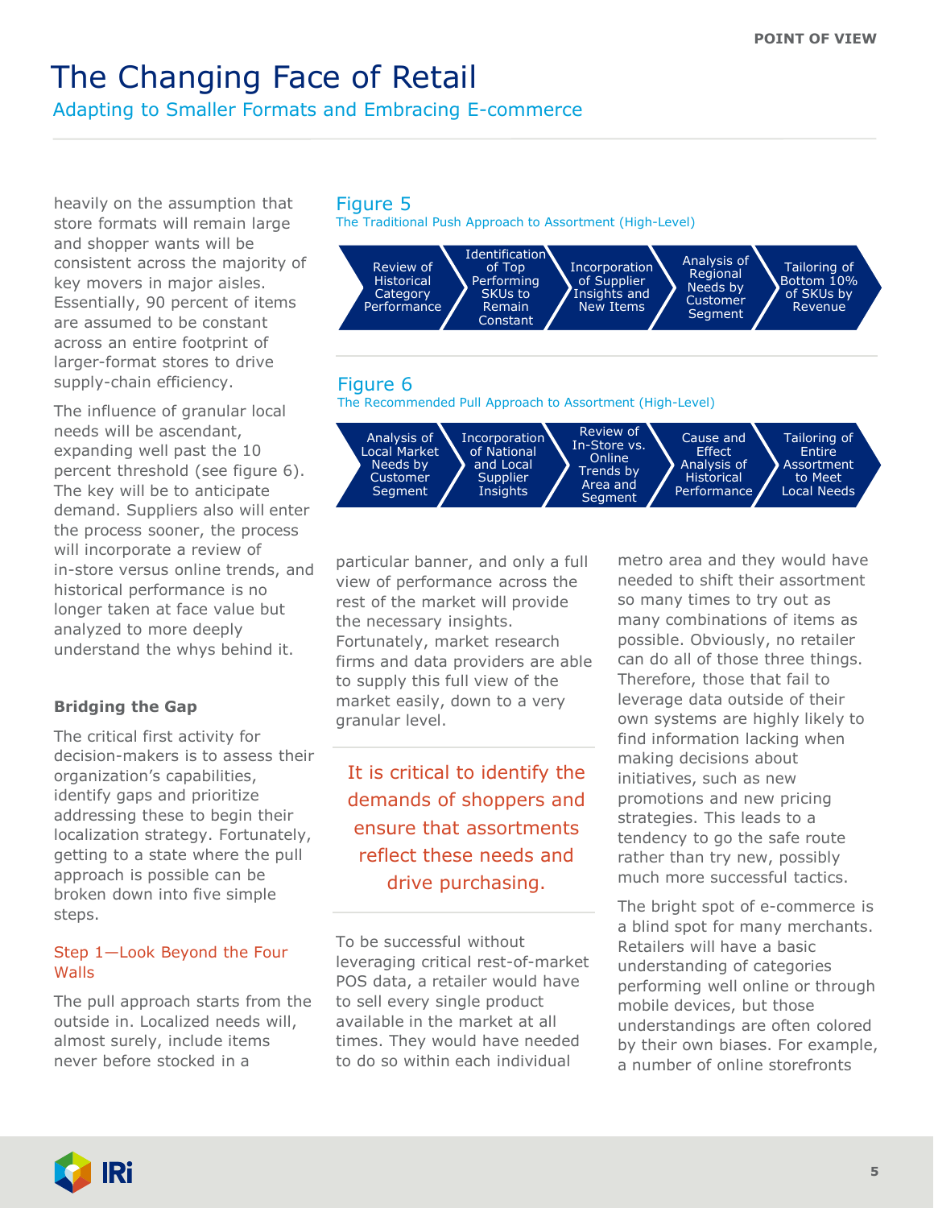heavily on the assumption that store formats will remain large and shopper wants will be consistent across the majority of key movers in major aisles. Essentially, 90 percent of items are assumed to be constant across an entire footprint of larger-format stores to drive supply-chain efficiency.

The influence of granular local needs will be ascendant, expanding well past the 10 percent threshold (see figure 6). The key will be to anticipate demand. Suppliers also will enter the process sooner, the process will incorporate a review of in-store versus online trends, and historical performance is no longer taken at face value but analyzed to more deeply understand the whys behind it.

**Figure 5**

The Traditional Push Approach to Assortment (High-Level)

Review of Historical Category Performance → Identification of Top Performing SKUs to Remain Constant → Incorporation of Supplier Insights and New Items → Analysis of Regional Needs by Customer Segment → Tailoring of Bottom 10% of SKUs by Revenue

**Figure 6**

The Recommended Pull Approach to Assortment (High-Level)

Analysis of Local Market Needs by Customer Segment → Incorporation of National and Local Supplier Insights → Review of In-Store vs. Online Trends by Area and Segment → Cause and Effect Analysis of Historical Performance → Tailoring of Entire Assortment to Meet Local Needs

### Bridging the Gap

The critical first activity for decision-makers is to assess their organization's capabilities, identify gaps and prioritize addressing these to begin their localization strategy. Fortunately, getting to a state where the pull approach is possible can be broken down into five simple steps.

#### Step 1—Look Beyond the Four Walls

The pull approach starts from the outside in. Localized needs will, almost surely, include items never before stocked in a particular banner, and only a full view of performance across the rest of the market will provide the necessary insights. Fortunately, market research firms and data providers are able to supply this full view of the market easily, down to a very granular level.

> It is critical to identify the demands of shoppers and ensure that assortments reflect these needs and drive purchasing.

To be successful without leveraging critical rest-of-market POS data, a retailer would have to sell every single product available in the market at all times. They would have needed to do so within each individual metro area and they would have needed to shift their assortment so many times to try out as many combinations of items as possible. Obviously, no retailer can do all of those three things. Therefore, those that fail to leverage data outside of their own systems are highly likely to find information lacking when making decisions about initiatives, such as new promotions and new pricing strategies. This leads to a tendency to go the safe route rather than try new, possibly much more successful tactics.

The bright spot of e-commerce is a blind spot for many merchants. Retailers will have a basic understanding of categories performing well online or through mobile devices, but those understandings are often colored by their own biases. For example, a number of online storefronts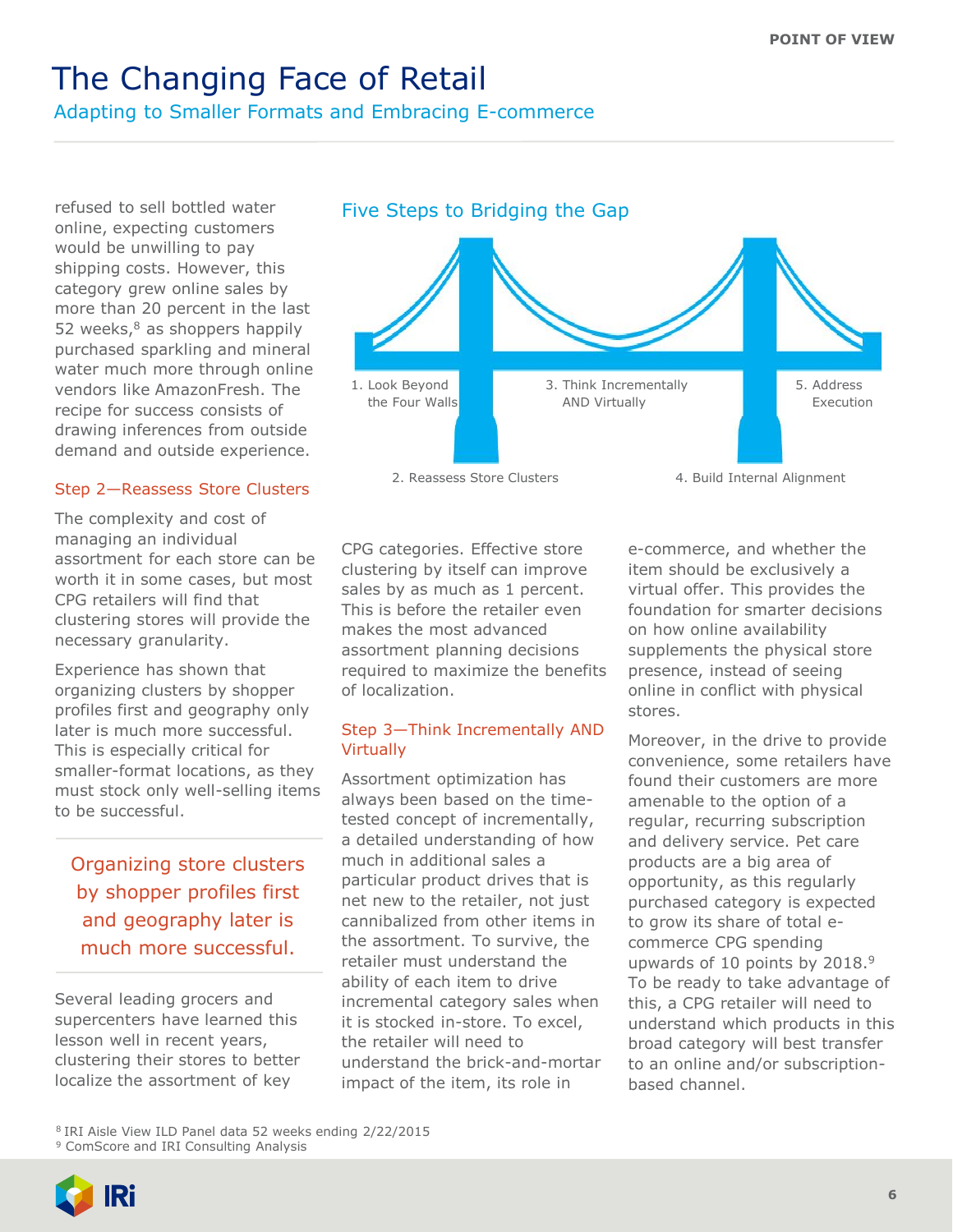refused to sell bottled water online, expecting customers would be unwilling to pay shipping costs. However, this category grew online sales by more than 20 percent in the last 52 weeks,[8] as shoppers happily purchased sparkling and mineral water much more through online vendors like AmazonFresh. The recipe for success consists of drawing inferences from outside demand and outside experience.

### Step 2—Reassess Store Clusters

The complexity and cost of managing an individual assortment for each store can be worth it in some cases, but most CPG retailers will find that clustering stores will provide the necessary granularity.

Experience has shown that organizing clusters by shopper profiles first and geography only later is much more successful. This is especially critical for smaller-format locations, as they must stock only well-selling items to be successful.

> Organizing store clusters by shopper profiles first and geography later is much more successful.

Several leading grocers and supercenters have learned this lesson well in recent years, clustering their stores to better localize the assortment of key CPG categories. Effective store clustering by itself can improve sales by as much as 1 percent. This is before the retailer even makes the most advanced assortment planning decisions required to maximize the benefits of localization.

## Five Steps to Bridging the Gap

1. Look Beyond the Four Walls
2. Reassess Store Clusters
3. Think Incrementally AND Virtually
4. Build Internal Alignment
5. Address Execution

### Step 3—Think Incrementally AND Virtually

Assortment optimization has always been based on the time-tested concept of incrementally, a detailed understanding of how much in additional sales a particular product drives that is net new to the retailer, not just cannibalized from other items in the assortment. To survive, the retailer must understand the ability of each item to drive incremental category sales when it is stocked in-store. To excel, the retailer will need to understand the brick-and-mortar impact of the item, its role in e-commerce, and whether the item should be exclusively a virtual offer. This provides the foundation for smarter decisions on how online availability supplements the physical store presence, instead of seeing online in conflict with physical stores.

Moreover, in the drive to provide convenience, some retailers have found their customers are more amenable to the option of a regular, recurring subscription and delivery service. Pet care products are a big area of opportunity, as this regularly purchased category is expected to grow its share of total e-commerce CPG spending upwards of 10 points by 2018.[9] To be ready to take advantage of this, a CPG retailer will need to understand which products in this broad category will best transfer to an online and/or subscription-based channel.

[8] IRI Aisle View ILD Panel data 52 weeks ending 2/22/2015
[9] ComScore and IRI Consulting Analysis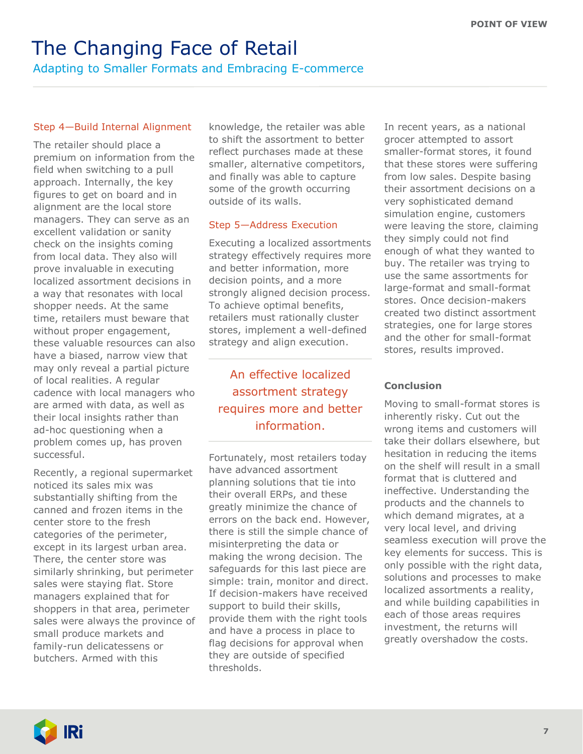### Step 4—Build Internal Alignment

The retailer should place a premium on information from the field when switching to a pull approach. Internally, the key figures to get on board and in alignment are the local store managers. They can serve as an excellent validation or sanity check on the insights coming from local data. They also will prove invaluable in executing localized assortment decisions in a way that resonates with local shopper needs. At the same time, retailers must beware that without proper engagement, these valuable resources can also have a biased, narrow view that may only reveal a partial picture of local realities. A regular cadence with local managers who are armed with data, as well as their local insights rather than ad-hoc questioning when a problem comes up, has proven successful.

Recently, a regional supermarket noticed its sales mix was substantially shifting from the canned and frozen items in the center store to the fresh categories of the perimeter, except in its largest urban area. There, the center store was similarly shrinking, but perimeter sales were staying flat. Store managers explained that for shoppers in that area, perimeter sales were always the province of small produce markets and family-run delicatessens or butchers. Armed with this knowledge, the retailer was able to shift the assortment to better reflect purchases made at these smaller, alternative competitors, and finally was able to capture some of the growth occurring outside of its walls.

### Step 5—Address Execution

Executing a localized assortments strategy effectively requires more and better information, more decision points, and a more strongly aligned decision process. To achieve optimal benefits, retailers must rationally cluster stores, implement a well-defined strategy and align execution.

> An effective localized assortment strategy requires more and better information.

Fortunately, most retailers today have advanced assortment planning solutions that tie into their overall ERPs, and these greatly minimize the chance of errors on the back end. However, there is still the simple chance of misinterpreting the data or making the wrong decision. The safeguards for this last piece are simple: train, monitor and direct. If decision-makers have received support to build their skills, provide them with the right tools and have a process in place to flag decisions for approval when they are outside of specified thresholds.

In recent years, as a national grocer attempted to assort smaller-format stores, it found that these stores were suffering from low sales. Despite basing their assortment decisions on a very sophisticated demand simulation engine, customers were leaving the store, claiming they simply could not find enough of what they wanted to buy. The retailer was trying to use the same assortments for large-format and small-format stores. Once decision-makers created two distinct assortment strategies, one for large stores and the other for small-format stores, results improved.

### Conclusion

Moving to small-format stores is inherently risky. Cut out the wrong items and customers will take their dollars elsewhere, but hesitation in reducing the items on the shelf will result in a small format that is cluttered and ineffective. Understanding the products and the channels to which demand migrates, at a very local level, and driving seamless execution will prove the key elements for success. This is only possible with the right data, solutions and processes to make localized assortments a reality, and while building capabilities in each of those areas requires investment, the returns will greatly overshadow the costs.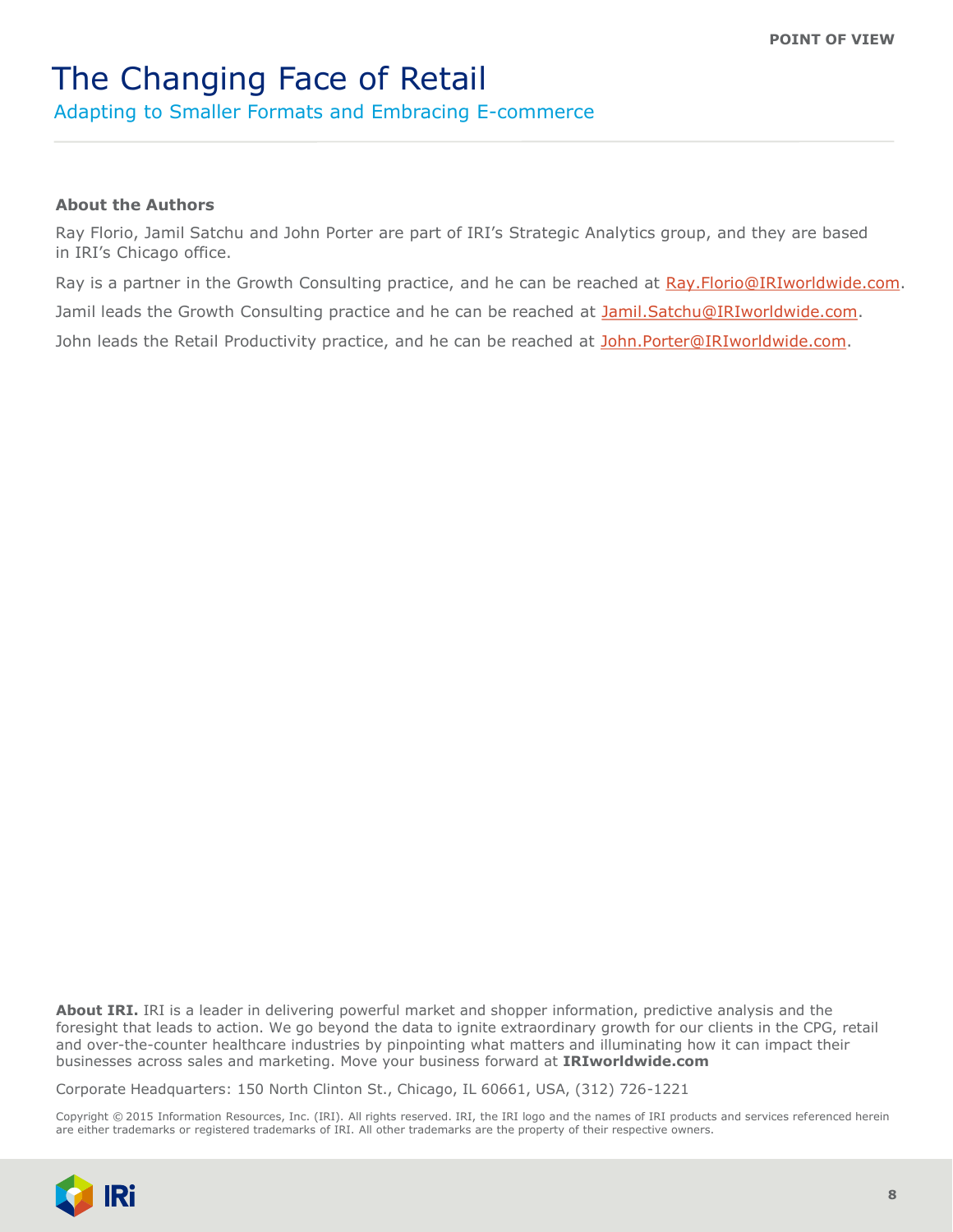**About the Authors**

Ray Florio, Jamil Satchu and John Porter are part of IRI's Strategic Analytics group, and they are based in IRI's Chicago office.

Ray is a partner in the Growth Consulting practice, and he can be reached at Ray.Florio@IRIworldwide.com.

Jamil leads the Growth Consulting practice and he can be reached at Jamil.Satchu@IRIworldwide.com.

John leads the Retail Productivity practice, and he can be reached at John.Porter@IRIworldwide.com.

**About IRI.** IRI is a leader in delivering powerful market and shopper information, predictive analysis and the foresight that leads to action. We go beyond the data to ignite extraordinary growth for our clients in the CPG, retail and over-the-counter healthcare industries by pinpointing what matters and illuminating how it can impact their businesses across sales and marketing. Move your business forward at **IRIworldwide.com**

Corporate Headquarters: 150 North Clinton St., Chicago, IL 60661, USA, (312) 726-1221

Copyright © 2015 Information Resources, Inc. (IRI). All rights reserved. IRI, the IRI logo and the names of IRI products and services referenced herein are either trademarks or registered trademarks of IRI. All other trademarks are the property of their respective owners.